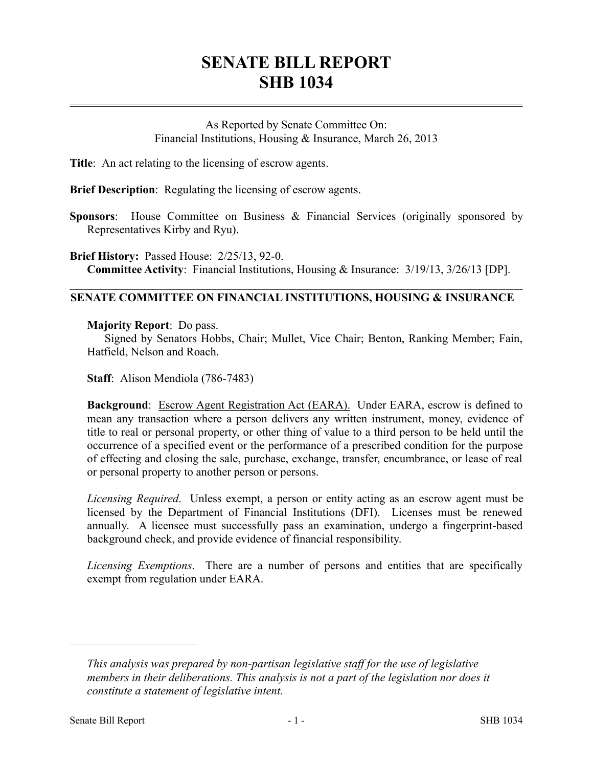# SENATE BILL REPORT
# SHB 1034

As Reported by Senate Committee On:
Financial Institutions, Housing & Insurance, March 26, 2013

**Title**: An act relating to the licensing of escrow agents.

**Brief Description**: Regulating the licensing of escrow agents.

**Sponsors**: House Committee on Business & Financial Services (originally sponsored by Representatives Kirby and Ryu).

**Brief History:** Passed House: 2/25/13, 92-0.
**Committee Activity**: Financial Institutions, Housing & Insurance: 3/19/13, 3/26/13 [DP].

## SENATE COMMITTEE ON FINANCIAL INSTITUTIONS, HOUSING & INSURANCE

**Majority Report**: Do pass.
Signed by Senators Hobbs, Chair; Mullet, Vice Chair; Benton, Ranking Member; Fain, Hatfield, Nelson and Roach.

**Staff**: Alison Mendiola (786-7483)

**Background**: Escrow Agent Registration Act (EARA). Under EARA, escrow is defined to mean any transaction where a person delivers any written instrument, money, evidence of title to real or personal property, or other thing of value to a third person to be held until the occurrence of a specified event or the performance of a prescribed condition for the purpose of effecting and closing the sale, purchase, exchange, transfer, encumbrance, or lease of real or personal property to another person or persons.

*Licensing Required*. Unless exempt, a person or entity acting as an escrow agent must be licensed by the Department of Financial Institutions (DFI). Licenses must be renewed annually. A licensee must successfully pass an examination, undergo a fingerprint-based background check, and provide evidence of financial responsibility.

*Licensing Exemptions*. There are a number of persons and entities that are specifically exempt from regulation under EARA.

---

*This analysis was prepared by non-partisan legislative staff for the use of legislative members in their deliberations. This analysis is not a part of the legislation nor does it constitute a statement of legislative intent.*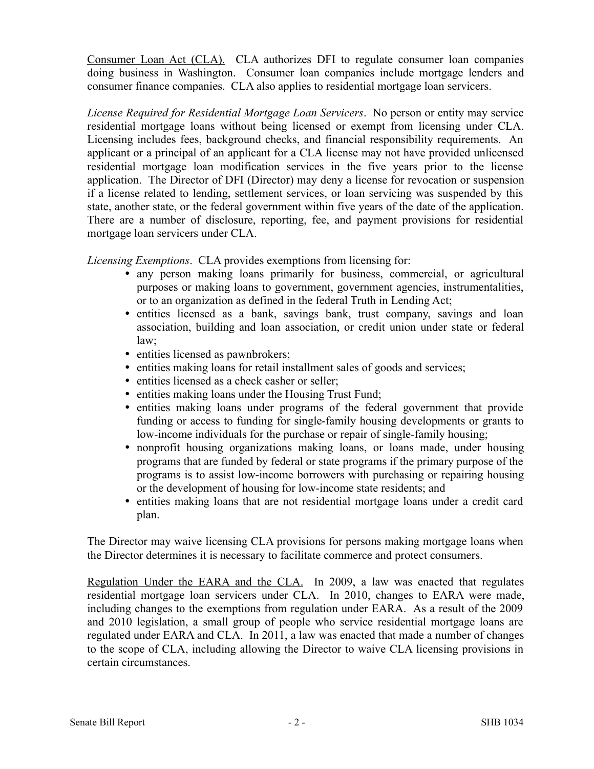<u>Consumer Loan Act (CLA).</u> CLA authorizes DFI to regulate consumer loan companies doing business in Washington. Consumer loan companies include mortgage lenders and consumer finance companies. CLA also applies to residential mortgage loan servicers.

*License Required for Residential Mortgage Loan Servicers*. No person or entity may service residential mortgage loans without being licensed or exempt from licensing under CLA. Licensing includes fees, background checks, and financial responsibility requirements. An applicant or a principal of an applicant for a CLA license may not have provided unlicensed residential mortgage loan modification services in the five years prior to the license application. The Director of DFI (Director) may deny a license for revocation or suspension if a license related to lending, settlement services, or loan servicing was suspended by this state, another state, or the federal government within five years of the date of the application. There are a number of disclosure, reporting, fee, and payment provisions for residential mortgage loan servicers under CLA.

*Licensing Exemptions*. CLA provides exemptions from licensing for:

- any person making loans primarily for business, commercial, or agricultural purposes or making loans to government, government agencies, instrumentalities, or to an organization as defined in the federal Truth in Lending Act;
- entities licensed as a bank, savings bank, trust company, savings and loan association, building and loan association, or credit union under state or federal law;
- entities licensed as pawnbrokers;
- entities making loans for retail installment sales of goods and services;
- entities licensed as a check casher or seller;
- entities making loans under the Housing Trust Fund;
- entities making loans under programs of the federal government that provide funding or access to funding for single-family housing developments or grants to low-income individuals for the purchase or repair of single-family housing;
- nonprofit housing organizations making loans, or loans made, under housing programs that are funded by federal or state programs if the primary purpose of the programs is to assist low-income borrowers with purchasing or repairing housing or the development of housing for low-income state residents; and
- entities making loans that are not residential mortgage loans under a credit card plan.

The Director may waive licensing CLA provisions for persons making mortgage loans when the Director determines it is necessary to facilitate commerce and protect consumers.

<u>Regulation Under the EARA and the CLA.</u> In 2009, a law was enacted that regulates residential mortgage loan servicers under CLA. In 2010, changes to EARA were made, including changes to the exemptions from regulation under EARA. As a result of the 2009 and 2010 legislation, a small group of people who service residential mortgage loans are regulated under EARA and CLA. In 2011, a law was enacted that made a number of changes to the scope of CLA, including allowing the Director to waive CLA licensing provisions in certain circumstances.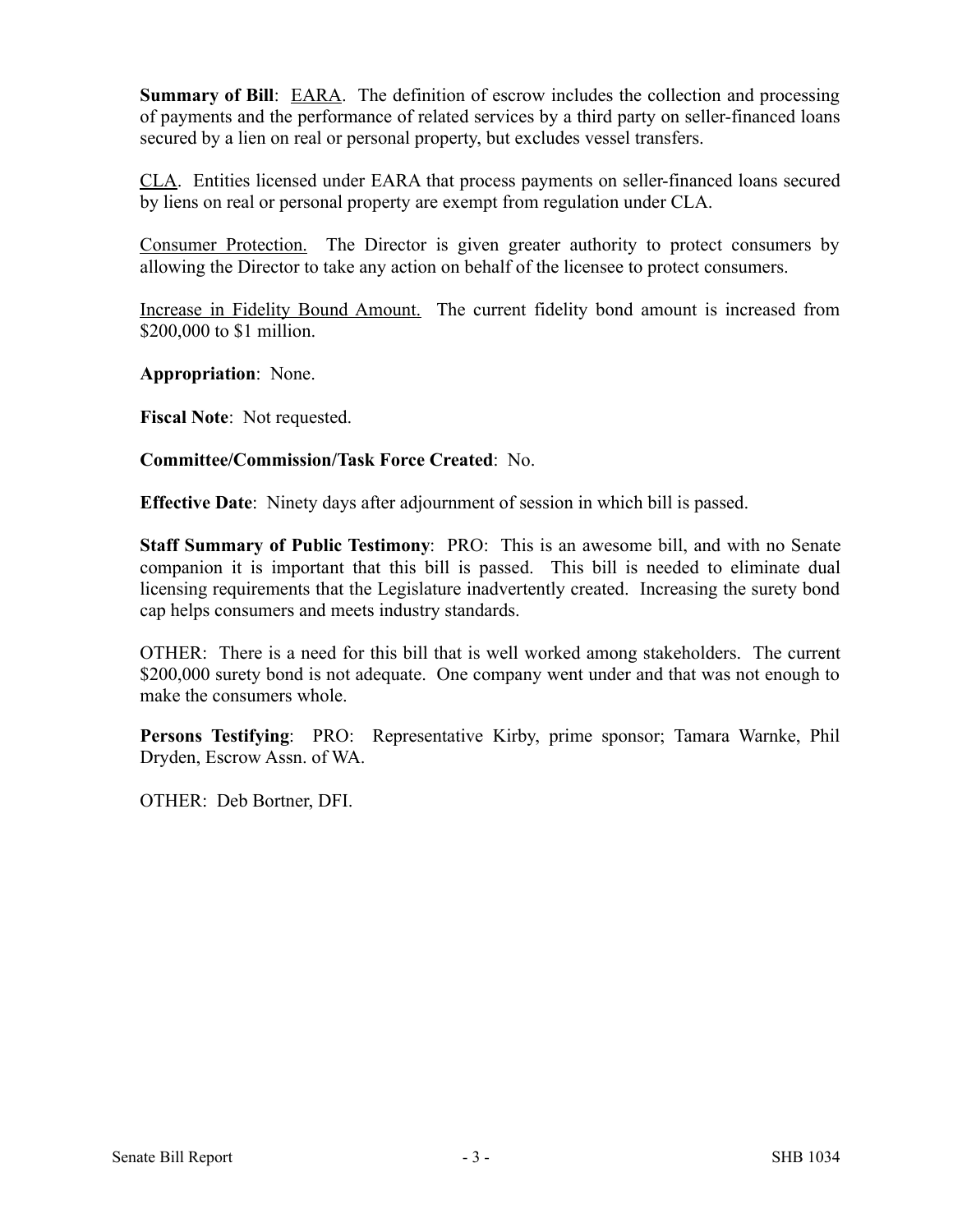**Summary of Bill**: EARA. The definition of escrow includes the collection and processing of payments and the performance of related services by a third party on seller-financed loans secured by a lien on real or personal property, but excludes vessel transfers.

CLA. Entities licensed under EARA that process payments on seller-financed loans secured by liens on real or personal property are exempt from regulation under CLA.

Consumer Protection. The Director is given greater authority to protect consumers by allowing the Director to take any action on behalf of the licensee to protect consumers.

Increase in Fidelity Bound Amount. The current fidelity bond amount is increased from $200,000 to $1 million.

**Appropriation**: None.

**Fiscal Note**: Not requested.

**Committee/Commission/Task Force Created**: No.

**Effective Date**: Ninety days after adjournment of session in which bill is passed.

**Staff Summary of Public Testimony**: PRO: This is an awesome bill, and with no Senate companion it is important that this bill is passed. This bill is needed to eliminate dual licensing requirements that the Legislature inadvertently created. Increasing the surety bond cap helps consumers and meets industry standards.

OTHER: There is a need for this bill that is well worked among stakeholders. The current $200,000 surety bond is not adequate. One company went under and that was not enough to make the consumers whole.

**Persons Testifying**: PRO: Representative Kirby, prime sponsor; Tamara Warnke, Phil Dryden, Escrow Assn. of WA.

OTHER: Deb Bortner, DFI.